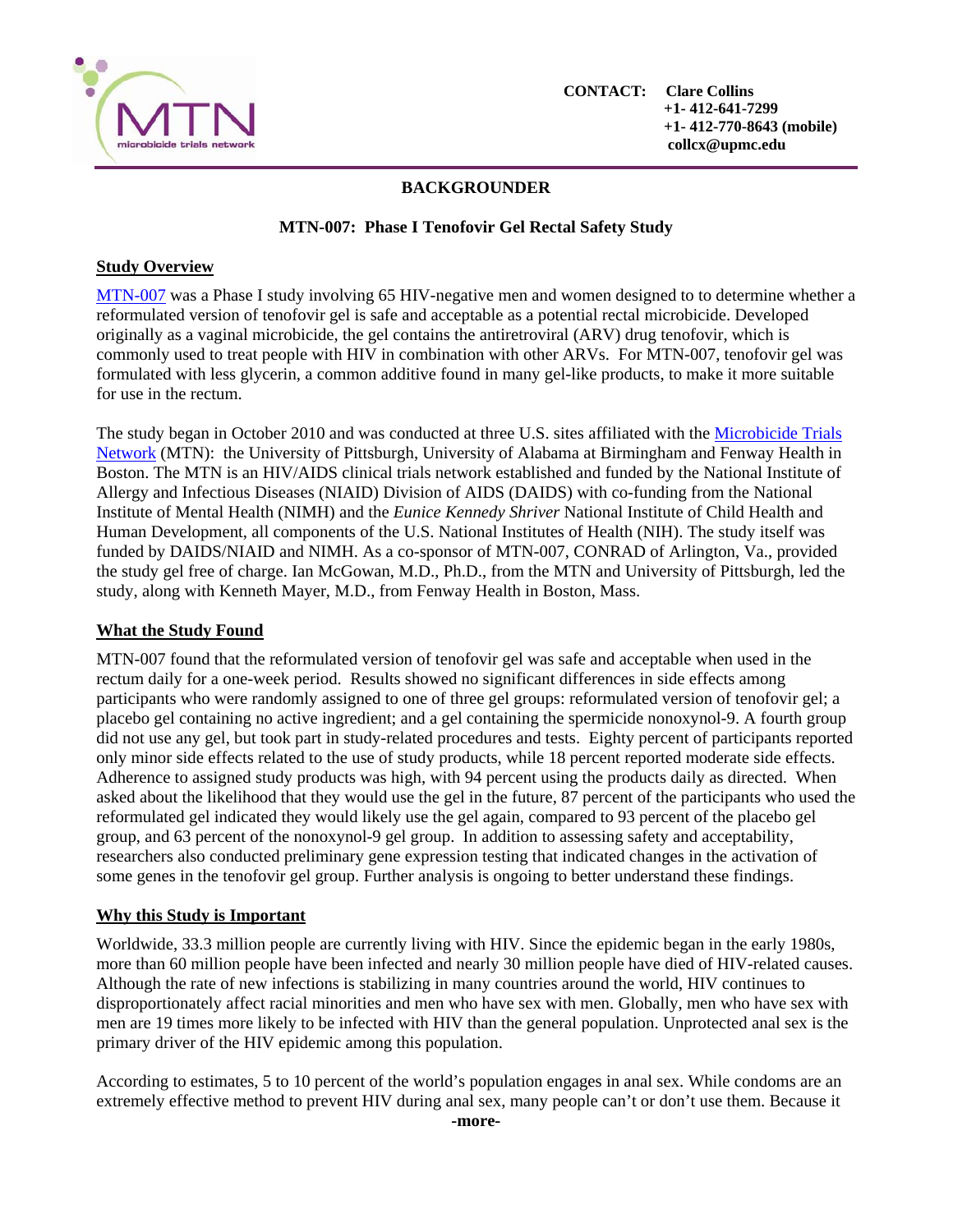CONTACT: Clare Collins
+1- 412-641-7299
+1- 412-770-8643 (mobile)
collcx@upmc.edu

## BACKGROUNDER

### MTN-007: Phase I Tenofovir Gel Rectal Safety Study

**Study Overview**

MTN-007 was a Phase I study involving 65 HIV-negative men and women designed to to determine whether a reformulated version of tenofovir gel is safe and acceptable as a potential rectal microbicide. Developed originally as a vaginal microbicide, the gel contains the antiretroviral (ARV) drug tenofovir, which is commonly used to treat people with HIV in combination with other ARVs. For MTN-007, tenofovir gel was formulated with less glycerin, a common additive found in many gel-like products, to make it more suitable for use in the rectum.

The study began in October 2010 and was conducted at three U.S. sites affiliated with the Microbicide Trials Network (MTN): the University of Pittsburgh, University of Alabama at Birmingham and Fenway Health in Boston. The MTN is an HIV/AIDS clinical trials network established and funded by the National Institute of Allergy and Infectious Diseases (NIAID) Division of AIDS (DAIDS) with co-funding from the National Institute of Mental Health (NIMH) and the *Eunice Kennedy Shriver* National Institute of Child Health and Human Development, all components of the U.S. National Institutes of Health (NIH). The study itself was funded by DAIDS/NIAID and NIMH. As a co-sponsor of MTN-007, CONRAD of Arlington, Va., provided the study gel free of charge. Ian McGowan, M.D., Ph.D., from the MTN and University of Pittsburgh, led the study, along with Kenneth Mayer, M.D., from Fenway Health in Boston, Mass.

**What the Study Found**

MTN-007 found that the reformulated version of tenofovir gel was safe and acceptable when used in the rectum daily for a one-week period. Results showed no significant differences in side effects among participants who were randomly assigned to one of three gel groups: reformulated version of tenofovir gel; a placebo gel containing no active ingredient; and a gel containing the spermicide nonoxynol-9. A fourth group did not use any gel, but took part in study-related procedures and tests. Eighty percent of participants reported only minor side effects related to the use of study products, while 18 percent reported moderate side effects. Adherence to assigned study products was high, with 94 percent using the products daily as directed. When asked about the likelihood that they would use the gel in the future, 87 percent of the participants who used the reformulated gel indicated they would likely use the gel again, compared to 93 percent of the placebo gel group, and 63 percent of the nonoxynol-9 gel group. In addition to assessing safety and acceptability, researchers also conducted preliminary gene expression testing that indicated changes in the activation of some genes in the tenofovir gel group. Further analysis is ongoing to better understand these findings.

**Why this Study is Important**

Worldwide, 33.3 million people are currently living with HIV. Since the epidemic began in the early 1980s, more than 60 million people have been infected and nearly 30 million people have died of HIV-related causes. Although the rate of new infections is stabilizing in many countries around the world, HIV continues to disproportionately affect racial minorities and men who have sex with men. Globally, men who have sex with men are 19 times more likely to be infected with HIV than the general population. Unprotected anal sex is the primary driver of the HIV epidemic among this population.

According to estimates, 5 to 10 percent of the world's population engages in anal sex. While condoms are an extremely effective method to prevent HIV during anal sex, many people can't or don't use them. Because it

-more-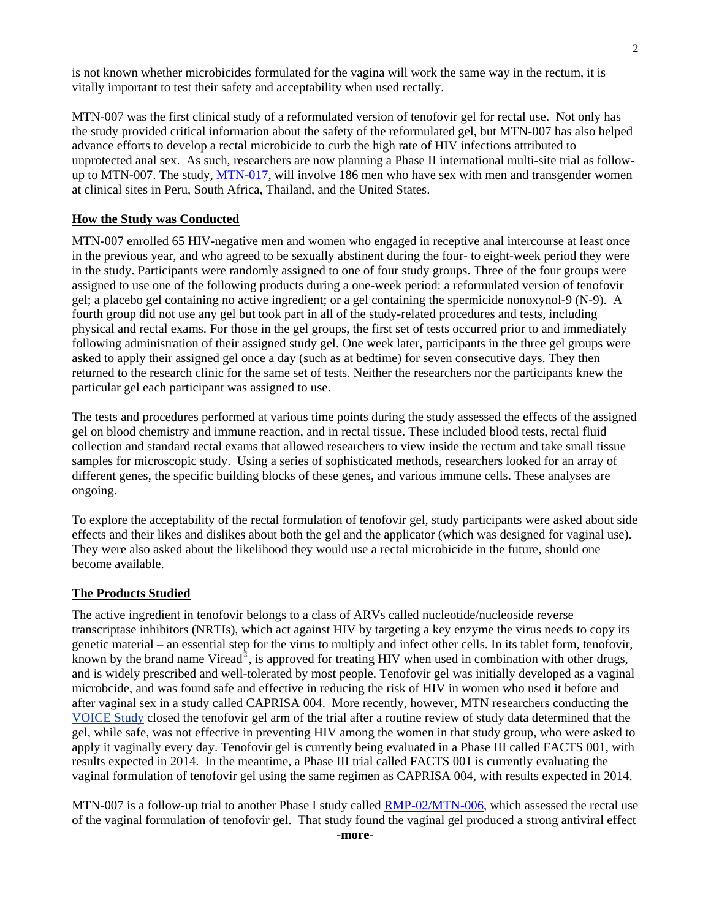is not known whether microbicides formulated for the vagina will work the same way in the rectum, it is vitally important to test their safety and acceptability when used rectally.

MTN-007 was the first clinical study of a reformulated version of tenofovir gel for rectal use. Not only has the study provided critical information about the safety of the reformulated gel, but MTN-007 has also helped advance efforts to develop a rectal microbicide to curb the high rate of HIV infections attributed to unprotected anal sex. As such, researchers are now planning a Phase II international multi-site trial as follow-up to MTN-007. The study, MTN-017, will involve 186 men who have sex with men and transgender women at clinical sites in Peru, South Africa, Thailand, and the United States.

**How the Study was Conducted**

MTN-007 enrolled 65 HIV-negative men and women who engaged in receptive anal intercourse at least once in the previous year, and who agreed to be sexually abstinent during the four- to eight-week period they were in the study. Participants were randomly assigned to one of four study groups. Three of the four groups were assigned to use one of the following products during a one-week period: a reformulated version of tenofovir gel; a placebo gel containing no active ingredient; or a gel containing the spermicide nonoxynol-9 (N-9). A fourth group did not use any gel but took part in all of the study-related procedures and tests, including physical and rectal exams. For those in the gel groups, the first set of tests occurred prior to and immediately following administration of their assigned study gel. One week later, participants in the three gel groups were asked to apply their assigned gel once a day (such as at bedtime) for seven consecutive days. They then returned to the research clinic for the same set of tests. Neither the researchers nor the participants knew the particular gel each participant was assigned to use.

The tests and procedures performed at various time points during the study assessed the effects of the assigned gel on blood chemistry and immune reaction, and in rectal tissue. These included blood tests, rectal fluid collection and standard rectal exams that allowed researchers to view inside the rectum and take small tissue samples for microscopic study. Using a series of sophisticated methods, researchers looked for an array of different genes, the specific building blocks of these genes, and various immune cells. These analyses are ongoing.

To explore the acceptability of the rectal formulation of tenofovir gel, study participants were asked about side effects and their likes and dislikes about both the gel and the applicator (which was designed for vaginal use). They were also asked about the likelihood they would use a rectal microbicide in the future, should one become available.

**The Products Studied**

The active ingredient in tenofovir belongs to a class of ARVs called nucleotide/nucleoside reverse transcriptase inhibitors (NRTIs), which act against HIV by targeting a key enzyme the virus needs to copy its genetic material – an essential step for the virus to multiply and infect other cells. In its tablet form, tenofovir, known by the brand name Viread®, is approved for treating HIV when used in combination with other drugs, and is widely prescribed and well-tolerated by most people. Tenofovir gel was initially developed as a vaginal microbcide, and was found safe and effective in reducing the risk of HIV in women who used it before and after vaginal sex in a study called CAPRISA 004. More recently, however, MTN researchers conducting the VOICE Study closed the tenofovir gel arm of the trial after a routine review of study data determined that the gel, while safe, was not effective in preventing HIV among the women in that study group, who were asked to apply it vaginally every day. Tenofovir gel is currently being evaluated in a Phase III called FACTS 001, with results expected in 2014. In the meantime, a Phase III trial called FACTS 001 is currently evaluating the vaginal formulation of tenofovir gel using the same regimen as CAPRISA 004, with results expected in 2014.

MTN-007 is a follow-up trial to another Phase I study called RMP-02/MTN-006, which assessed the rectal use of the vaginal formulation of tenofovir gel. That study found the vaginal gel produced a strong antiviral effect

**-more-**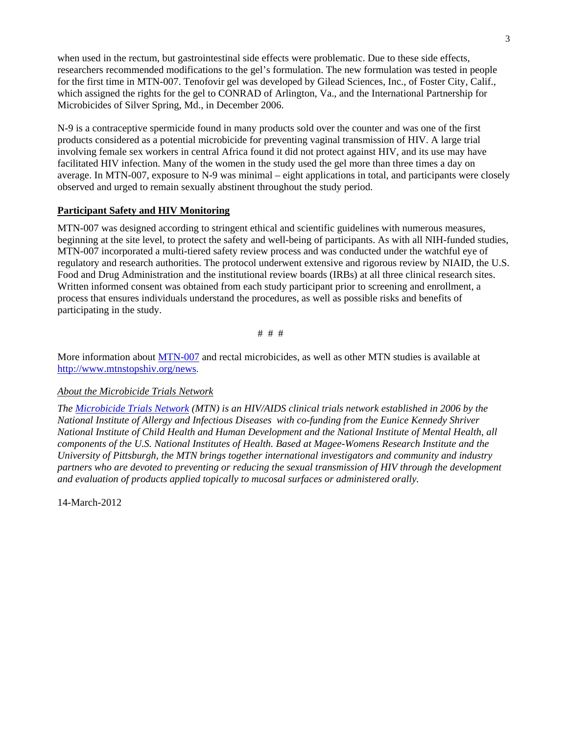when used in the rectum, but gastrointestinal side effects were problematic. Due to these side effects, researchers recommended modifications to the gel's formulation. The new formulation was tested in people for the first time in MTN-007. Tenofovir gel was developed by Gilead Sciences, Inc., of Foster City, Calif., which assigned the rights for the gel to CONRAD of Arlington, Va., and the International Partnership for Microbicides of Silver Spring, Md., in December 2006.

N-9 is a contraceptive spermicide found in many products sold over the counter and was one of the first products considered as a potential microbicide for preventing vaginal transmission of HIV. A large trial involving female sex workers in central Africa found it did not protect against HIV, and its use may have facilitated HIV infection. Many of the women in the study used the gel more than three times a day on average. In MTN-007, exposure to N-9 was minimal – eight applications in total, and participants were closely observed and urged to remain sexually abstinent throughout the study period.

**Participant Safety and HIV Monitoring**

MTN-007 was designed according to stringent ethical and scientific guidelines with numerous measures, beginning at the site level, to protect the safety and well-being of participants. As with all NIH-funded studies, MTN-007 incorporated a multi-tiered safety review process and was conducted under the watchful eye of regulatory and research authorities. The protocol underwent extensive and rigorous review by NIAID, the U.S. Food and Drug Administration and the institutional review boards (IRBs) at all three clinical research sites. Written informed consent was obtained from each study participant prior to screening and enrollment, a process that ensures individuals understand the procedures, as well as possible risks and benefits of participating in the study.

# # #

More information about MTN-007 and rectal microbicides, as well as other MTN studies is available at http://www.mtnstopshiv.org/news.

*About the Microbicide Trials Network*

*The Microbicide Trials Network (MTN) is an HIV/AIDS clinical trials network established in 2006 by the National Institute of Allergy and Infectious Diseases with co-funding from the Eunice Kennedy Shriver National Institute of Child Health and Human Development and the National Institute of Mental Health, all components of the U.S. National Institutes of Health. Based at Magee-Womens Research Institute and the University of Pittsburgh, the MTN brings together international investigators and community and industry partners who are devoted to preventing or reducing the sexual transmission of HIV through the development and evaluation of products applied topically to mucosal surfaces or administered orally.*

14-March-2012